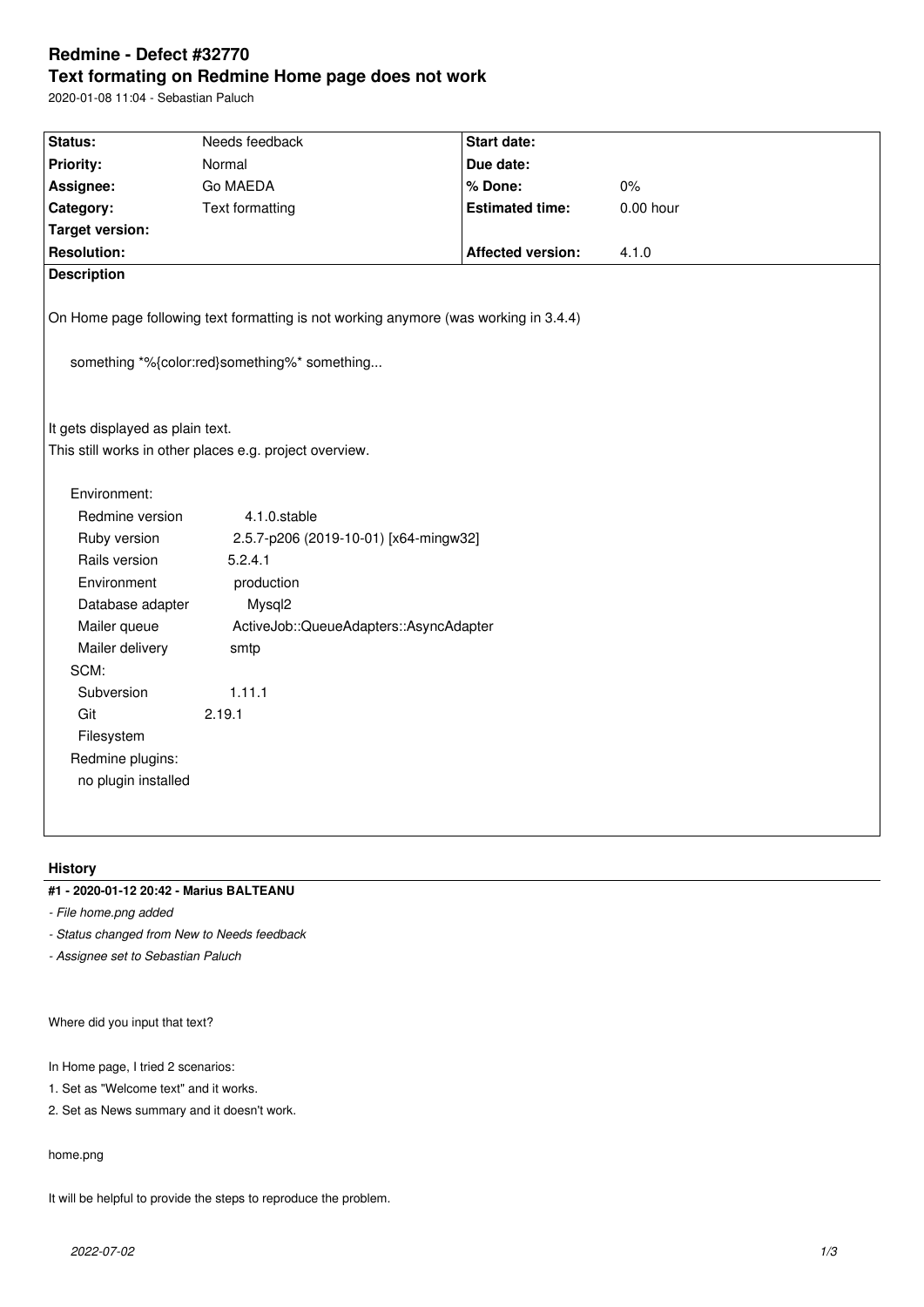# Redmine - Defect #32770

## Text formating on Redmine Home page does not work

2020-01-08 11:04 - Sebastian Paluch

| Status: | Needs feedback | Start date: | |
|---|---|---|---|
| Priority: | Normal | Due date: | |
| Assignee: | Go MAEDA | % Done: | 0% |
| Category: | Text formatting | Estimated time: | 0.00 hour |
| Target version: | | | |
| Resolution: | | Affected version: | 4.1.0 |

**Description**

On Home page following text formatting is not working anymore (was working in 3.4.4)

```
something *%{color:red}something%* something...
```

It gets displayed as plain text.
This still works in other places e.g. project overview.

```
Environment:
  Redmine version          4.1.0.stable
  Ruby version             2.5.7-p206 (2019-10-01) [x64-mingw32]
  Rails version            5.2.4.1
  Environment              production
  Database adapter         Mysql2
  Mailer queue             ActiveJob::QueueAdapters::AsyncAdapter
  Mailer delivery          smtp
SCM:
  Subversion               1.11.1
  Git                      2.19.1
  Filesystem
Redmine plugins:
  no plugin installed
```

### History

**#1 - 2020-01-12 20:42 - Marius BALTEANU**

- *File home.png added*
- *Status changed from New to Needs feedback*
- *Assignee set to Sebastian Paluch*

Where did you input that text?

In Home page, I tried 2 scenarios:

1. Set as "Welcome text" and it works.
2. Set as News summary and it doesn't work.

home.png

It will be helpful to provide the steps to reproduce the problem.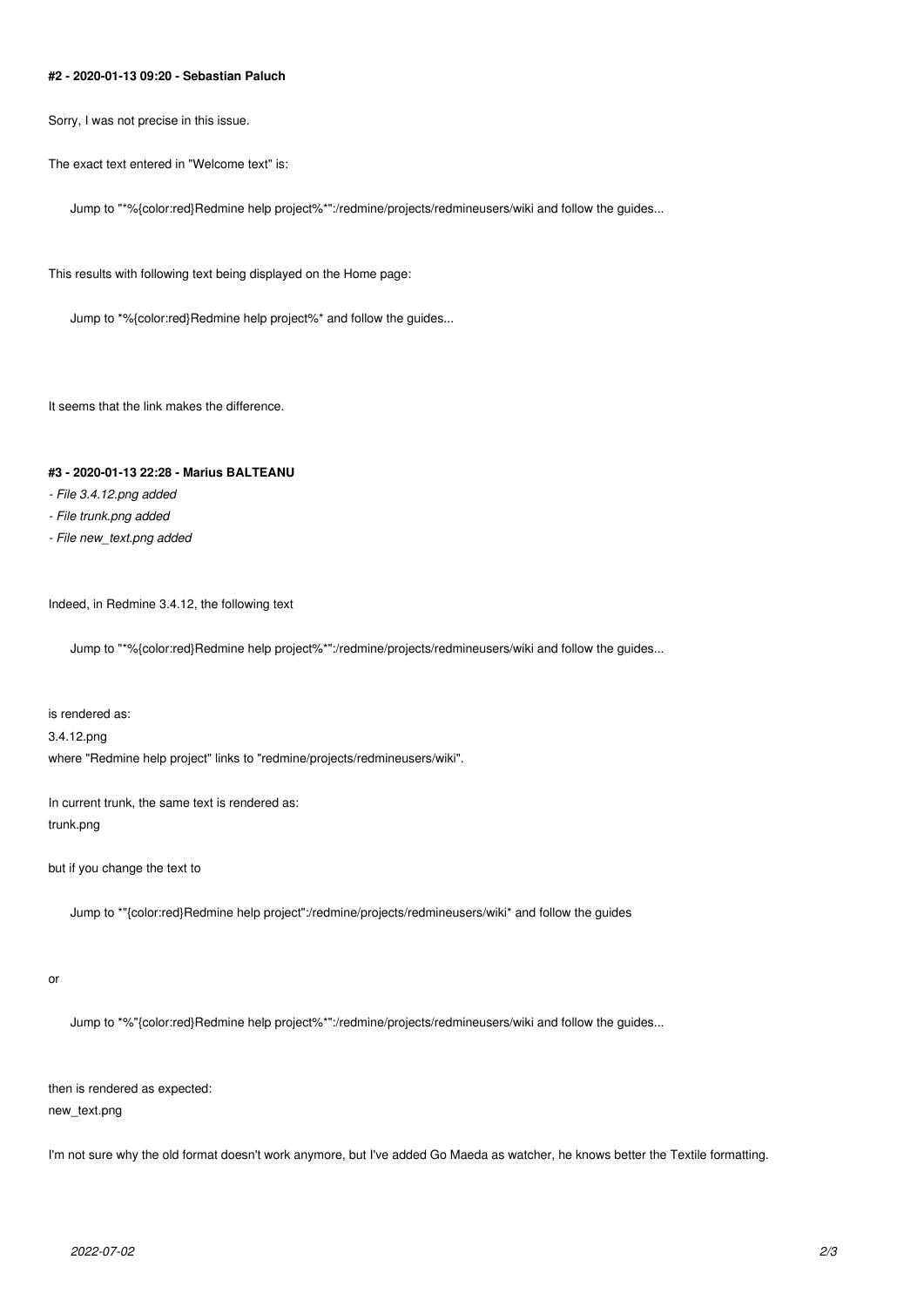#### #2 - 2020-01-13 09:20 - Sebastian Paluch

Sorry, I was not precise in this issue.

The exact text entered in "Welcome text" is:

```
Jump to "*%{color:red}Redmine help project%*":/redmine/projects/redmineusers/wiki and follow the guides...
```

This results with following text being displayed on the Home page:

```
Jump to *%{color:red}Redmine help project%* and follow the guides...
```

It seems that the link makes the difference.

#### #3 - 2020-01-13 22:28 - Marius BALTEANU

- *File 3.4.12.png added*
- *File trunk.png added*
- *File new_text.png added*

Indeed, in Redmine 3.4.12, the following text

```
Jump to "*%{color:red}Redmine help project%*":/redmine/projects/redmineusers/wiki and follow the guides...
```

is rendered as:
3.4.12.png
where "Redmine help project" links to "redmine/projects/redmineusers/wiki".

In current trunk, the same text is rendered as:
trunk.png

but if you change the text to

```
Jump to *"{color:red}Redmine help project":/redmine/projects/redmineusers/wiki* and follow the guides
```

or

```
Jump to *%"{color:red}Redmine help project%*":/redmine/projects/redmineusers/wiki and follow the guides...
```

then is rendered as expected:
new_text.png

I'm not sure why the old format doesn't work anymore, but I've added Go Maeda as watcher, he knows better the Textile formatting.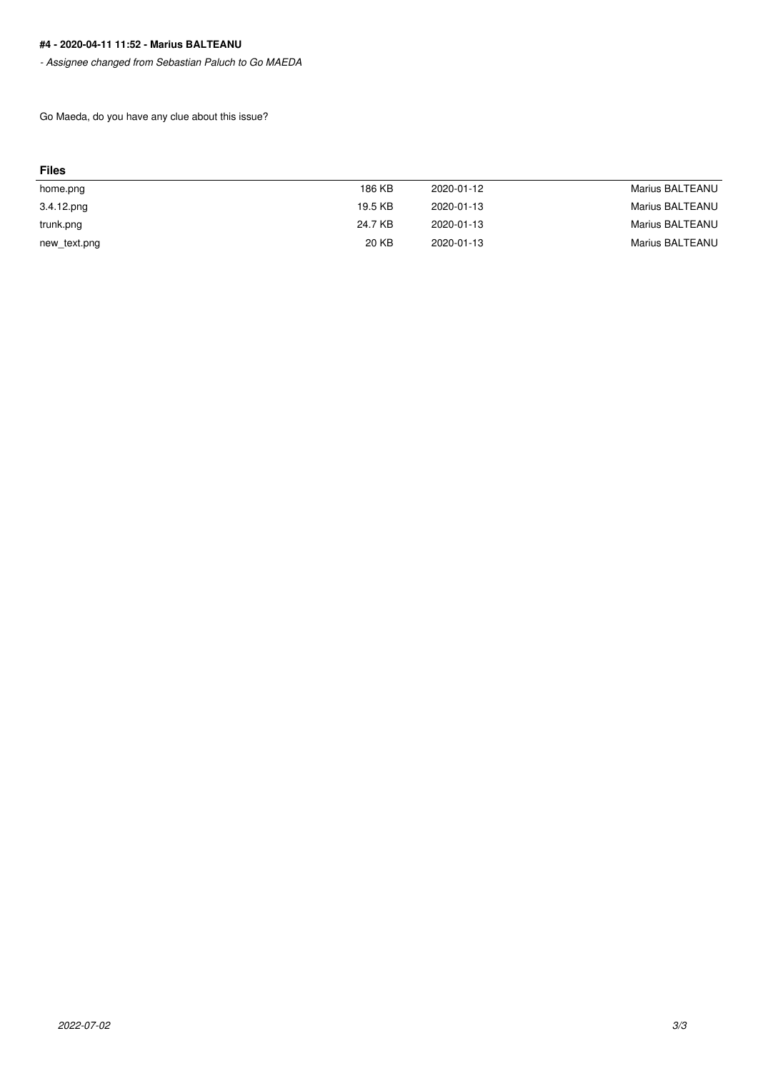#### #4 - 2020-04-11 11:52 - Marius BALTEANU

*- Assignee changed from Sebastian Paluch to Go MAEDA*

Go Maeda, do you have any clue about this issue?

### Files

| | | | |
|---|---|---|---|
| home.png | 186 KB | 2020-01-12 | Marius BALTEANU |
| 3.4.12.png | 19.5 KB | 2020-01-13 | Marius BALTEANU |
| trunk.png | 24.7 KB | 2020-01-13 | Marius BALTEANU |
| new_text.png | 20 KB | 2020-01-13 | Marius BALTEANU |